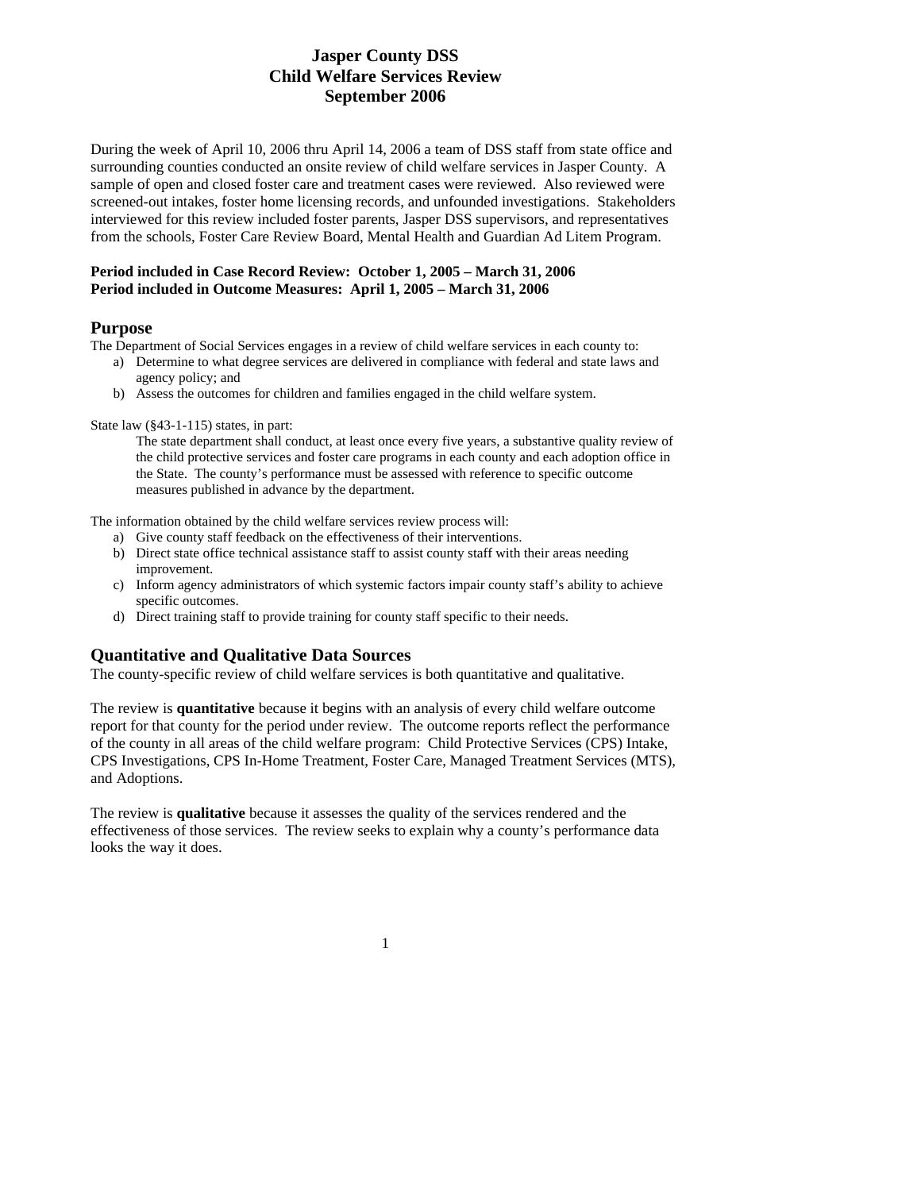# Jasper County DSS
# Child Welfare Services Review
# September 2006

During the week of April 10, 2006 thru April 14, 2006 a team of DSS staff from state office and surrounding counties conducted an onsite review of child welfare services in Jasper County. A sample of open and closed foster care and treatment cases were reviewed. Also reviewed were screened-out intakes, foster home licensing records, and unfounded investigations. Stakeholders interviewed for this review included foster parents, Jasper DSS supervisors, and representatives from the schools, Foster Care Review Board, Mental Health and Guardian Ad Litem Program.

**Period included in Case Record Review: October 1, 2005 – March 31, 2006**
**Period included in Outcome Measures: April 1, 2005 – March 31, 2006**

## Purpose

The Department of Social Services engages in a review of child welfare services in each county to:

a) Determine to what degree services are delivered in compliance with federal and state laws and agency policy; and
b) Assess the outcomes for children and families engaged in the child welfare system.

State law (§43-1-115) states, in part:

> The state department shall conduct, at least once every five years, a substantive quality review of the child protective services and foster care programs in each county and each adoption office in the State. The county's performance must be assessed with reference to specific outcome measures published in advance by the department.

The information obtained by the child welfare services review process will:

a) Give county staff feedback on the effectiveness of their interventions.
b) Direct state office technical assistance staff to assist county staff with their areas needing improvement.
c) Inform agency administrators of which systemic factors impair county staff's ability to achieve specific outcomes.
d) Direct training staff to provide training for county staff specific to their needs.

## Quantitative and Qualitative Data Sources

The county-specific review of child welfare services is both quantitative and qualitative.

The review is **quantitative** because it begins with an analysis of every child welfare outcome report for that county for the period under review. The outcome reports reflect the performance of the county in all areas of the child welfare program: Child Protective Services (CPS) Intake, CPS Investigations, CPS In-Home Treatment, Foster Care, Managed Treatment Services (MTS), and Adoptions.

The review is **qualitative** because it assesses the quality of the services rendered and the effectiveness of those services. The review seeks to explain why a county's performance data looks the way it does.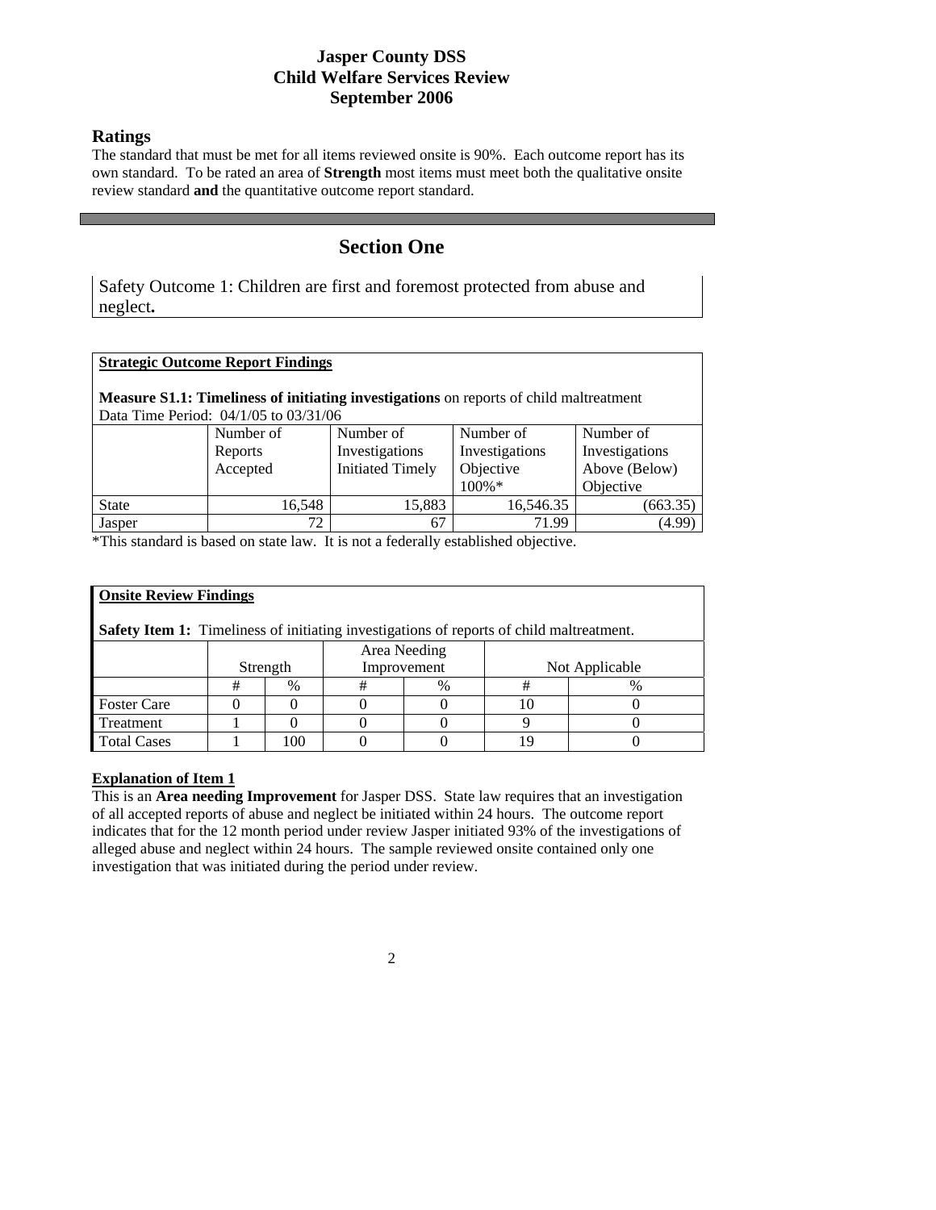# Jasper County DSS
# Child Welfare Services Review
# September 2006

## Ratings

The standard that must be met for all items reviewed onsite is 90%. Each outcome report has its own standard. To be rated an area of **Strength** most items must meet both the qualitative onsite review standard **and** the quantitative outcome report standard.

---

## Section One

Safety Outcome 1: Children are first and foremost protected from abuse and neglect**.**

**Strategic Outcome Report Findings**

**Measure S1.1: Timeliness of initiating investigations** on reports of child maltreatment
Data Time Period: 04/1/05 to 03/31/06

| | Number of Reports Accepted | Number of Investigations Initiated Timely | Number of Investigations Objective 100%* | Number of Investigations Above (Below) Objective |
|---|---|---|---|---|
| State | 16,548 | 15,883 | 16,546.35 | (663.35) |
| Jasper | 72 | 67 | 71.99 | (4.99) |

*This standard is based on state law. It is not a federally established objective.

**Onsite Review Findings**

**Safety Item 1:** Timeliness of initiating investigations of reports of child maltreatment.

| | Strength | | Area Needing Improvement | | Not Applicable | |
|---|---|---|---|---|---|---|
| | # | % | # | % | # | % |
| Foster Care | 0 | 0 | 0 | 0 | 10 | 0 |
| Treatment | 1 | 0 | 0 | 0 | 9 | 0 |
| Total Cases | 1 | 100 | 0 | 0 | 19 | 0 |

**Explanation of Item 1**

This is an **Area needing Improvement** for Jasper DSS. State law requires that an investigation of all accepted reports of abuse and neglect be initiated within 24 hours. The outcome report indicates that for the 12 month period under review Jasper initiated 93% of the investigations of alleged abuse and neglect within 24 hours. The sample reviewed onsite contained only one investigation that was initiated during the period under review.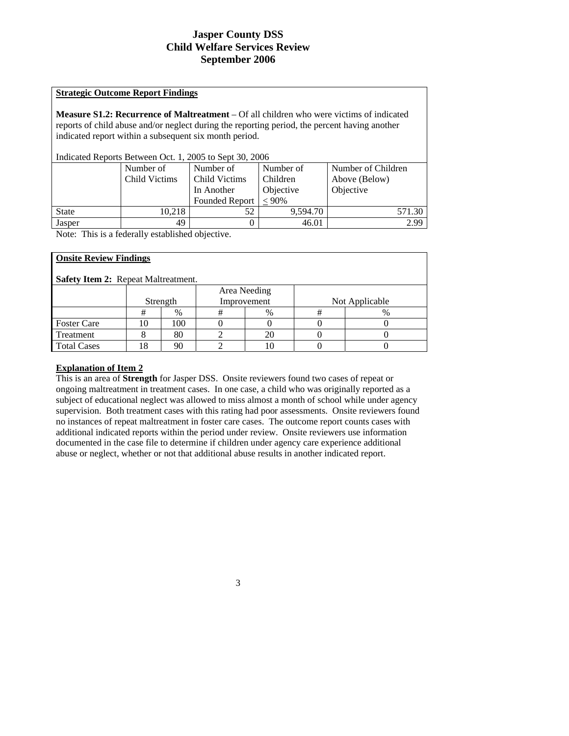# Jasper County DSS
## Child Welfare Services Review
### September 2006

**Strategic Outcome Report Findings**

**Measure S1.2: Recurrence of Maltreatment** – Of all children who were victims of indicated reports of child abuse and/or neglect during the reporting period, the percent having another indicated report within a subsequent six month period.

Indicated Reports Between Oct. 1, 2005 to Sept 30, 2006

| | Number of Child Victims | Number of Child Victims In Another Founded Report | Number of Children Objective ≤ 90% | Number of Children Above (Below) Objective |
|---|---|---|---|---|
| State | 10,218 | 52 | 9,594.70 | 571.30 |
| Jasper | 49 | 0 | 46.01 | 2.99 |

Note: This is a federally established objective.

**Onsite Review Findings**

**Safety Item 2:** Repeat Maltreatment.

| | Strength | | Area Needing Improvement | | Not Applicable | |
|---|---|---|---|---|---|---|
| | # | % | # | % | # | % |
| Foster Care | 10 | 100 | 0 | 0 | 0 | 0 |
| Treatment | 8 | 80 | 2 | 20 | 0 | 0 |
| Total Cases | 18 | 90 | 2 | 10 | 0 | 0 |

**Explanation of Item 2**

This is an area of **Strength** for Jasper DSS. Onsite reviewers found two cases of repeat or ongoing maltreatment in treatment cases. In one case, a child who was originally reported as a subject of educational neglect was allowed to miss almost a month of school while under agency supervision. Both treatment cases with this rating had poor assessments. Onsite reviewers found no instances of repeat maltreatment in foster care cases. The outcome report counts cases with additional indicated reports within the period under review. Onsite reviewers use information documented in the case file to determine if children under agency care experience additional abuse or neglect, whether or not that additional abuse results in another indicated report.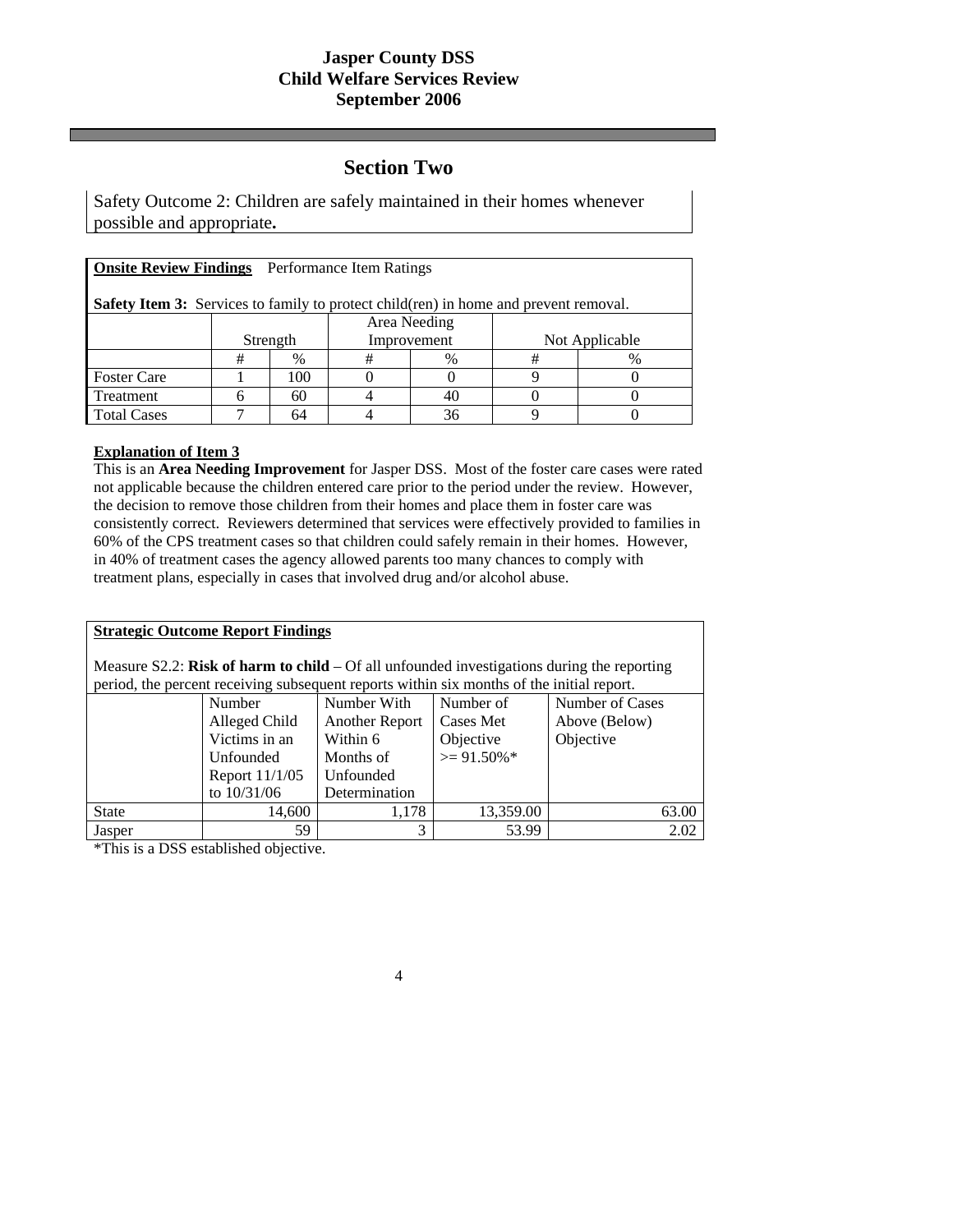## Section Two

Safety Outcome 2: Children are safely maintained in their homes whenever possible and appropriate.

**Onsite Review Findings** Performance Item Ratings

**Safety Item 3:** Services to family to protect child(ren) in home and prevent removal.

| | Strength | | Area Needing Improvement | | Not Applicable | |
|---|---|---|---|---|---|---|
| | # | % | # | % | # | % |
| Foster Care | 1 | 100 | 0 | 0 | 9 | 0 |
| Treatment | 6 | 60 | 4 | 40 | 0 | 0 |
| Total Cases | 7 | 64 | 4 | 36 | 9 | 0 |

**Explanation of Item 3**

This is an **Area Needing Improvement** for Jasper DSS. Most of the foster care cases were rated not applicable because the children entered care prior to the period under the review. However, the decision to remove those children from their homes and place them in foster care was consistently correct. Reviewers determined that services were effectively provided to families in 60% of the CPS treatment cases so that children could safely remain in their homes. However, in 40% of treatment cases the agency allowed parents too many chances to comply with treatment plans, especially in cases that involved drug and/or alcohol abuse.

**Strategic Outcome Report Findings**

Measure S2.2: **Risk of harm to child** – Of all unfounded investigations during the reporting period, the percent receiving subsequent reports within six months of the initial report.

| | Number Alleged Child Victims in an Unfounded Report 11/1/05 to 10/31/06 | Number With Another Report Within 6 Months of Unfounded Determination | Number of Cases Met Objective >= 91.50%* | Number of Cases Above (Below) Objective |
|---|---|---|---|---|
| State | 14,600 | 1,178 | 13,359.00 | 63.00 |
| Jasper | 59 | 3 | 53.99 | 2.02 |

*This is a DSS established objective.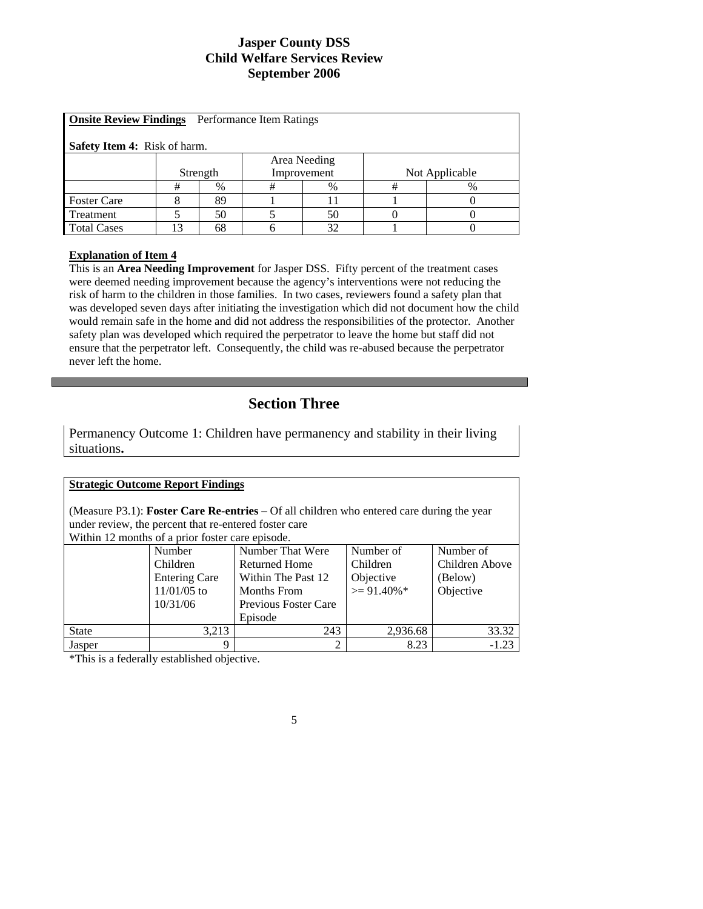**Jasper County DSS**
**Child Welfare Services Review**
**September 2006**

**Onsite Review Findings** Performance Item Ratings

**Safety Item 4:** Risk of harm.

| | Strength | | Area Needing Improvement | | Not Applicable | |
|---|---|---|---|---|---|---|
| | # | % | # | % | # | % |
| Foster Care | 8 | 89 | 1 | 11 | 1 | 0 |
| Treatment | 5 | 50 | 5 | 50 | 0 | 0 |
| Total Cases | 13 | 68 | 6 | 32 | 1 | 0 |

**Explanation of Item 4**

This is an **Area Needing Improvement** for Jasper DSS. Fifty percent of the treatment cases were deemed needing improvement because the agency's interventions were not reducing the risk of harm to the children in those families. In two cases, reviewers found a safety plan that was developed seven days after initiating the investigation which did not document how the child would remain safe in the home and did not address the responsibilities of the protector. Another safety plan was developed which required the perpetrator to leave the home but staff did not ensure that the perpetrator left. Consequently, the child was re-abused because the perpetrator never left the home.

## Section Three

Permanency Outcome 1: Children have permanency and stability in their living situations**.**

**Strategic Outcome Report Findings**

(Measure P3.1): **Foster Care Re-entries** – Of all children who entered care during the year under review, the percent that re-entered foster care
Within 12 months of a prior foster care episode.

| | Number Children Entering Care 11/01/05 to 10/31/06 | Number That Were Returned Home Within The Past 12 Months From Previous Foster Care Episode | Number of Children Objective >= 91.40%* | Number of Children Above (Below) Objective |
|---|---|---|---|---|
| State | 3,213 | 243 | 2,936.68 | 33.32 |
| Jasper | 9 | 2 | 8.23 | -1.23 |

*This is a federally established objective.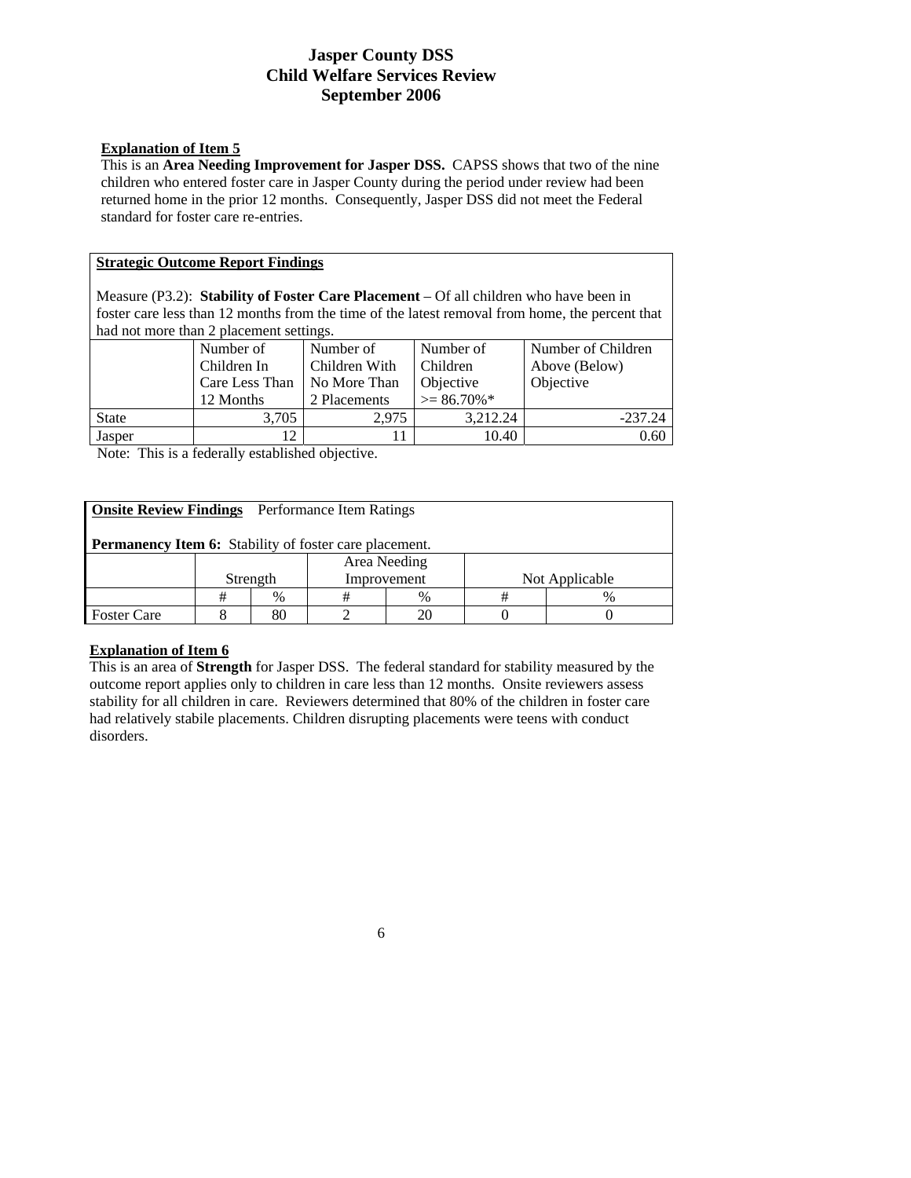**Jasper County DSS**
**Child Welfare Services Review**
**September 2006**

**Explanation of Item 5**

This is an **Area Needing Improvement for Jasper DSS.** CAPSS shows that two of the nine children who entered foster care in Jasper County during the period under review had been returned home in the prior 12 months. Consequently, Jasper DSS did not meet the Federal standard for foster care re-entries.

**Strategic Outcome Report Findings**

Measure (P3.2): **Stability of Foster Care Placement** – Of all children who have been in foster care less than 12 months from the time of the latest removal from home, the percent that had not more than 2 placement settings.

| | Number of Children In Care Less Than 12 Months | Number of Children With No More Than 2 Placements | Number of Children Objective >= 86.70%* | Number of Children Above (Below) Objective |
|---|---|---|---|---|
| State | 3,705 | 2,975 | 3,212.24 | -237.24 |
| Jasper | 12 | 11 | 10.40 | 0.60 |

Note: This is a federally established objective.

**Onsite Review Findings** Performance Item Ratings

**Permanency Item 6:** Stability of foster care placement.

| | Strength | | Area Needing Improvement | | Not Applicable | |
|---|---|---|---|---|---|---|
| | # | % | # | % | # | % |
| Foster Care | 8 | 80 | 2 | 20 | 0 | 0 |

**Explanation of Item 6**

This is an area of **Strength** for Jasper DSS. The federal standard for stability measured by the outcome report applies only to children in care less than 12 months. Onsite reviewers assess stability for all children in care. Reviewers determined that 80% of the children in foster care had relatively stabile placements. Children disrupting placements were teens with conduct disorders.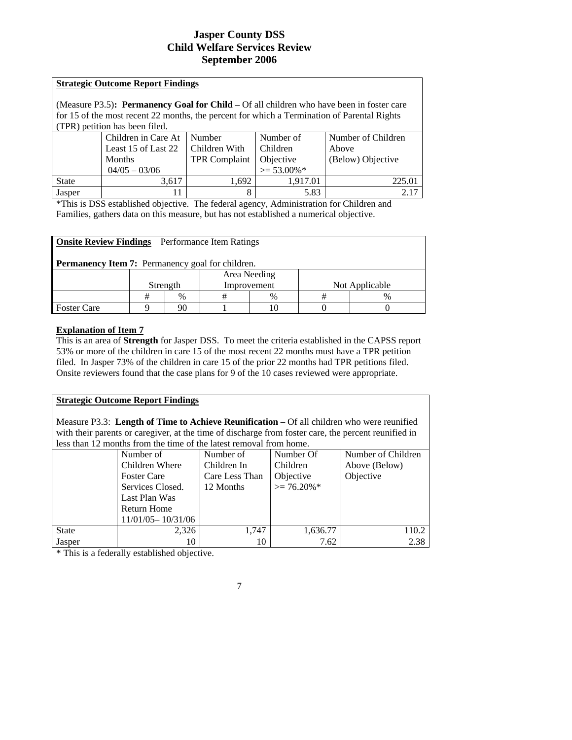# Jasper County DSS
# Child Welfare Services Review
# September 2006

**Strategic Outcome Report Findings**

(Measure P3.5)**: Permanency Goal for Child** – Of all children who have been in foster care for 15 of the most recent 22 months, the percent for which a Termination of Parental Rights (TPR) petition has been filed.

| | Children in Care At Least 15 of Last 22 Months 04/05 – 03/06 | Number Children With TPR Complaint | Number of Children Objective >= 53.00%* | Number of Children Above (Below) Objective |
|---|---|---|---|---|
| State | 3,617 | 1,692 | 1,917.01 | 225.01 |
| Jasper | 11 | 8 | 5.83 | 2.17 |

*This is DSS established objective. The federal agency, Administration for Children and Families, gathers data on this measure, but has not established a numerical objective.

**Onsite Review Findings** Performance Item Ratings

**Permanency Item 7:** Permanency goal for children.

| | Strength | | Area Needing Improvement | | Not Applicable | |
|---|---|---|---|---|---|---|
| | # | % | # | % | # | % |
| Foster Care | 9 | 90 | 1 | 10 | 0 | 0 |

**Explanation of Item 7**

This is an area of **Strength** for Jasper DSS. To meet the criteria established in the CAPSS report 53% or more of the children in care 15 of the most recent 22 months must have a TPR petition filed. In Jasper 73% of the children in care 15 of the prior 22 months had TPR petitions filed. Onsite reviewers found that the case plans for 9 of the 10 cases reviewed were appropriate.

**Strategic Outcome Report Findings**

Measure P3.3: **Length of Time to Achieve Reunification** – Of all children who were reunified with their parents or caregiver, at the time of discharge from foster care, the percent reunified in less than 12 months from the time of the latest removal from home.

| | Number of Children Where Foster Care Services Closed. Last Plan Was Return Home 11/01/05– 10/31/06 | Number of Children In Care Less Than 12 Months | Number Of Children Objective >= 76.20%* | Number of Children Above (Below) Objective |
|---|---|---|---|---|
| State | 2,326 | 1,747 | 1,636.77 | 110.2 |
| Jasper | 10 | 10 | 7.62 | 2.38 |

* This is a federally established objective.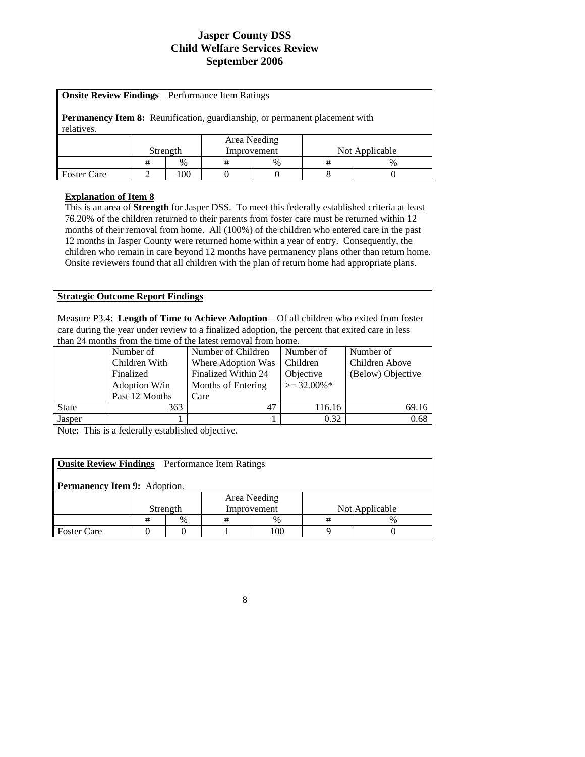# Jasper County DSS
# Child Welfare Services Review
# September 2006

**Onsite Review Findings** Performance Item Ratings

**Permanency Item 8:** Reunification, guardianship, or permanent placement with relatives.

| | Strength | | Area Needing Improvement | | Not Applicable | |
|---|---|---|---|---|---|---|
| | # | % | # | % | # | % |
| Foster Care | 2 | 100 | 0 | 0 | 8 | 0 |

**Explanation of Item 8**

This is an area of **Strength** for Jasper DSS. To meet this federally established criteria at least 76.20% of the children returned to their parents from foster care must be returned within 12 months of their removal from home. All (100%) of the children who entered care in the past 12 months in Jasper County were returned home within a year of entry. Consequently, the children who remain in care beyond 12 months have permanency plans other than return home. Onsite reviewers found that all children with the plan of return home had appropriate plans.

**Strategic Outcome Report Findings**

Measure P3.4: **Length of Time to Achieve Adoption** – Of all children who exited from foster care during the year under review to a finalized adoption, the percent that exited care in less than 24 months from the time of the latest removal from home.

| | Number of Children With Finalized Adoption W/in Past 12 Months | Number of Children Where Adoption Was Finalized Within 24 Months of Entering Care | Number of Children Objective >= 32.00%* | Number of Children Above (Below) Objective |
|---|---|---|---|---|
| State | 363 | 47 | 116.16 | 69.16 |
| Jasper | 1 | 1 | 0.32 | 0.68 |

Note: This is a federally established objective.

**Onsite Review Findings** Performance Item Ratings

**Permanency Item 9:** Adoption.

| | Strength | | Area Needing Improvement | | Not Applicable | |
|---|---|---|---|---|---|---|
| | # | % | # | % | # | % |
| Foster Care | 0 | 0 | 1 | 100 | 9 | 0 |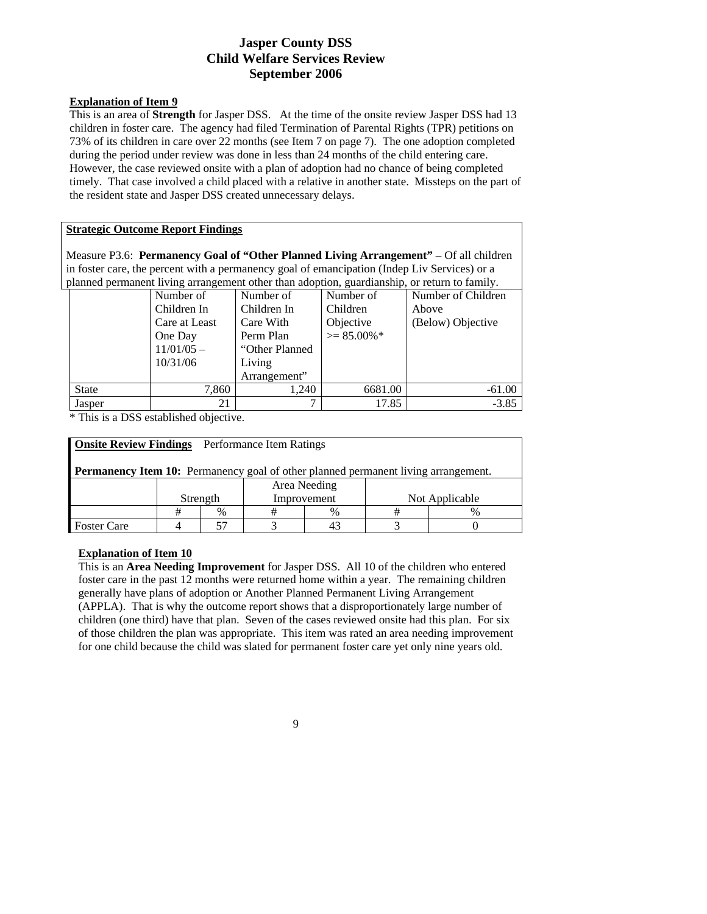# Jasper County DSS
# Child Welfare Services Review
# September 2006

**Explanation of Item 9**

This is an area of **Strength** for Jasper DSS. At the time of the onsite review Jasper DSS had 13 children in foster care. The agency had filed Termination of Parental Rights (TPR) petitions on 73% of its children in care over 22 months (see Item 7 on page 7). The one adoption completed during the period under review was done in less than 24 months of the child entering care. However, the case reviewed onsite with a plan of adoption had no chance of being completed timely. That case involved a child placed with a relative in another state. Missteps on the part of the resident state and Jasper DSS created unnecessary delays.

**Strategic Outcome Report Findings**

Measure P3.6: **Permanency Goal of "Other Planned Living Arrangement"** – Of all children in foster care, the percent with a permanency goal of emancipation (Indep Liv Services) or a planned permanent living arrangement other than adoption, guardianship, or return to family.

| | Number of Children In Care at Least One Day 11/01/05 – 10/31/06 | Number of Children In Care With Perm Plan "Other Planned Living Arrangement" | Number of Children Objective >= 85.00%* | Number of Children Above (Below) Objective |
|---|---|---|---|---|
| State | 7,860 | 1,240 | 6681.00 | -61.00 |
| Jasper | 21 | 7 | 17.85 | -3.85 |

* This is a DSS established objective.

**Onsite Review Findings** Performance Item Ratings

**Permanency Item 10:** Permanency goal of other planned permanent living arrangement.

| | Strength | | Area Needing Improvement | | Not Applicable | |
|---|---|---|---|---|---|---|
| | # | % | # | % | # | % |
| Foster Care | 4 | 57 | 3 | 43 | 3 | 0 |

**Explanation of Item 10**

This is an **Area Needing Improvement** for Jasper DSS. All 10 of the children who entered foster care in the past 12 months were returned home within a year. The remaining children generally have plans of adoption or Another Planned Permanent Living Arrangement (APPLA). That is why the outcome report shows that a disproportionately large number of children (one third) have that plan. Seven of the cases reviewed onsite had this plan. For six of those children the plan was appropriate. This item was rated an area needing improvement for one child because the child was slated for permanent foster care yet only nine years old.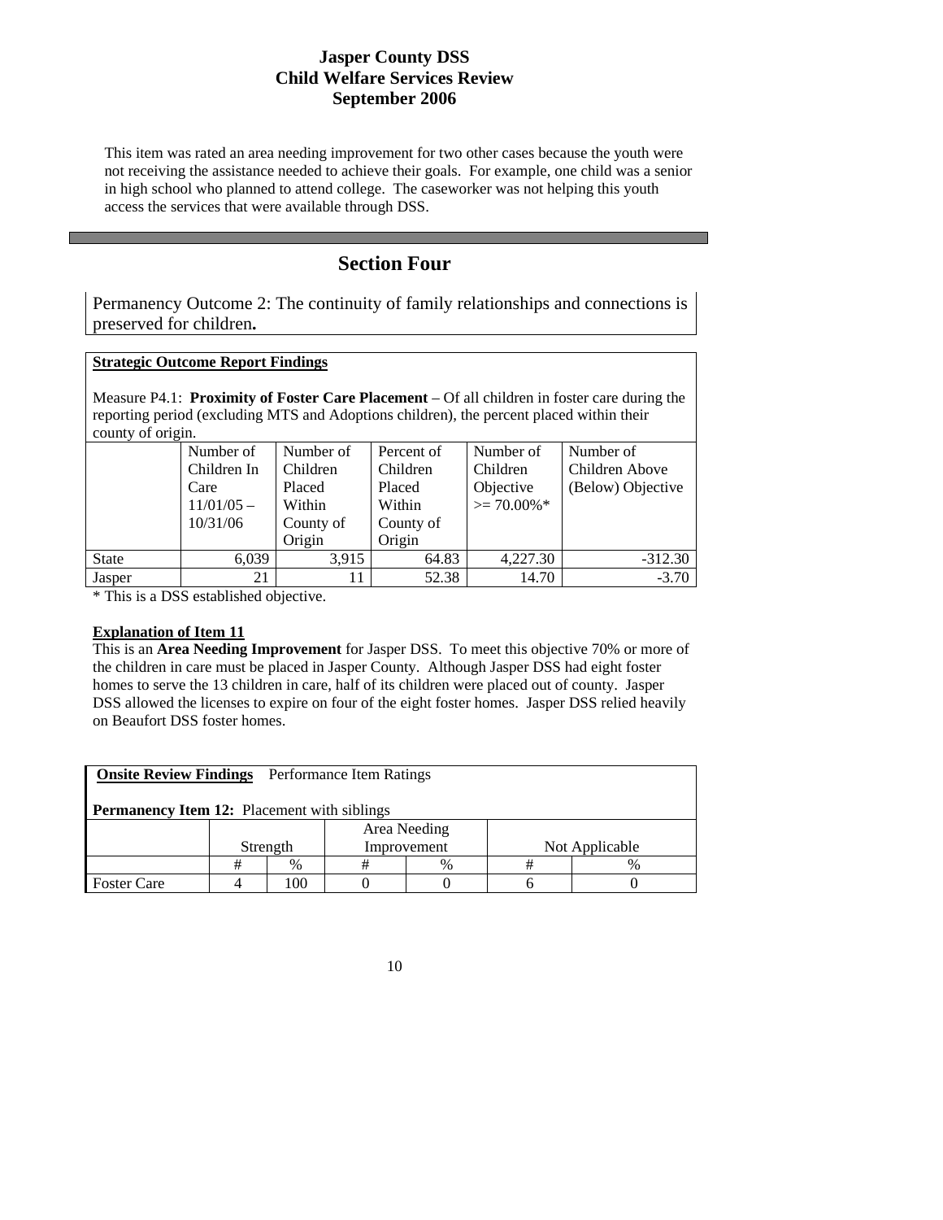This item was rated an area needing improvement for two other cases because the youth were not receiving the assistance needed to achieve their goals. For example, one child was a senior in high school who planned to attend college. The caseworker was not helping this youth access the services that were available through DSS.

## Section Four

Permanency Outcome 2: The continuity of family relationships and connections is preserved for children**.**

**Strategic Outcome Report Findings**

Measure P4.1: **Proximity of Foster Care Placement** – Of all children in foster care during the reporting period (excluding MTS and Adoptions children), the percent placed within their county of origin.

| | Number of Children In Care 11/01/05 – 10/31/06 | Number of Children Placed Within County of Origin | Percent of Children Placed Within County of Origin | Number of Children Objective >= 70.00%* | Number of Children Above (Below) Objective |
|---|---|---|---|---|---|
| State | 6,039 | 3,915 | 64.83 | 4,227.30 | -312.30 |
| Jasper | 21 | 11 | 52.38 | 14.70 | -3.70 |

* This is a DSS established objective.

**Explanation of Item 11**

This is an **Area Needing Improvement** for Jasper DSS. To meet this objective 70% or more of the children in care must be placed in Jasper County. Although Jasper DSS had eight foster homes to serve the 13 children in care, half of its children were placed out of county. Jasper DSS allowed the licenses to expire on four of the eight foster homes. Jasper DSS relied heavily on Beaufort DSS foster homes.

**Onsite Review Findings** Performance Item Ratings

**Permanency Item 12:** Placement with siblings

| | Strength | | Area Needing Improvement | | Not Applicable | |
|---|---|---|---|---|---|---|
| | # | % | # | % | # | % |
| Foster Care | 4 | 100 | 0 | 0 | 6 | 0 |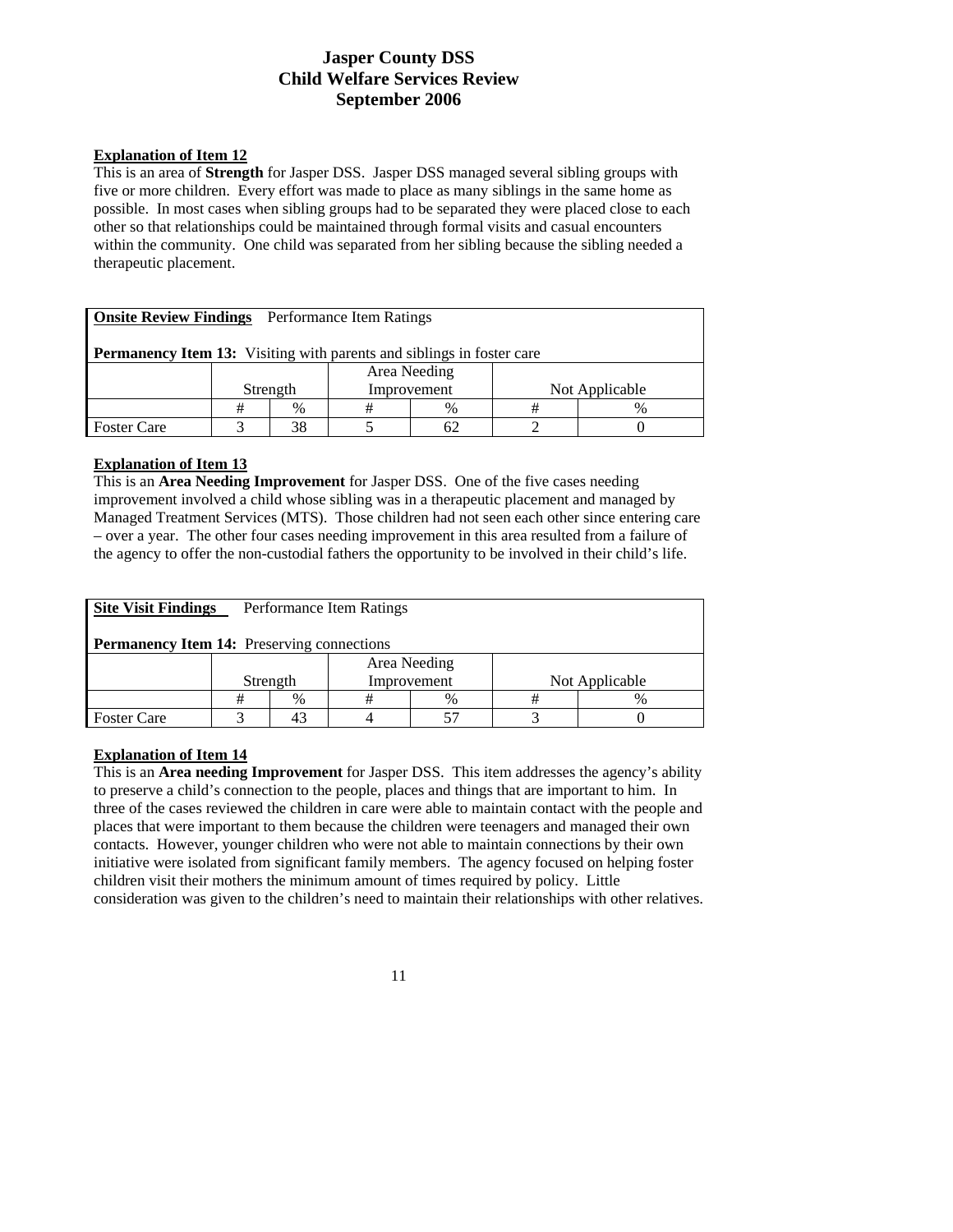# Jasper County DSS
# Child Welfare Services Review
# September 2006

**Explanation of Item 12**

This is an area of **Strength** for Jasper DSS. Jasper DSS managed several sibling groups with five or more children. Every effort was made to place as many siblings in the same home as possible. In most cases when sibling groups had to be separated they were placed close to each other so that relationships could be maintained through formal visits and casual encounters within the community. One child was separated from her sibling because the sibling needed a therapeutic placement.

**Onsite Review Findings** Performance Item Ratings

**Permanency Item 13:** Visiting with parents and siblings in foster care

| | Strength | | Area Needing Improvement | | Not Applicable | |
|---|---|---|---|---|---|---|
| | # | % | # | % | # | % |
| Foster Care | 3 | 38 | 5 | 62 | 2 | 0 |

**Explanation of Item 13**

This is an **Area Needing Improvement** for Jasper DSS. One of the five cases needing improvement involved a child whose sibling was in a therapeutic placement and managed by Managed Treatment Services (MTS). Those children had not seen each other since entering care – over a year. The other four cases needing improvement in this area resulted from a failure of the agency to offer the non-custodial fathers the opportunity to be involved in their child's life.

**Site Visit Findings** Performance Item Ratings

**Permanency Item 14:** Preserving connections

| | Strength | | Area Needing Improvement | | Not Applicable | |
|---|---|---|---|---|---|---|
| | # | % | # | % | # | % |
| Foster Care | 3 | 43 | 4 | 57 | 3 | 0 |

**Explanation of Item 14**

This is an **Area needing Improvement** for Jasper DSS. This item addresses the agency's ability to preserve a child's connection to the people, places and things that are important to him. In three of the cases reviewed the children in care were able to maintain contact with the people and places that were important to them because the children were teenagers and managed their own contacts. However, younger children who were not able to maintain connections by their own initiative were isolated from significant family members. The agency focused on helping foster children visit their mothers the minimum amount of times required by policy. Little consideration was given to the children's need to maintain their relationships with other relatives.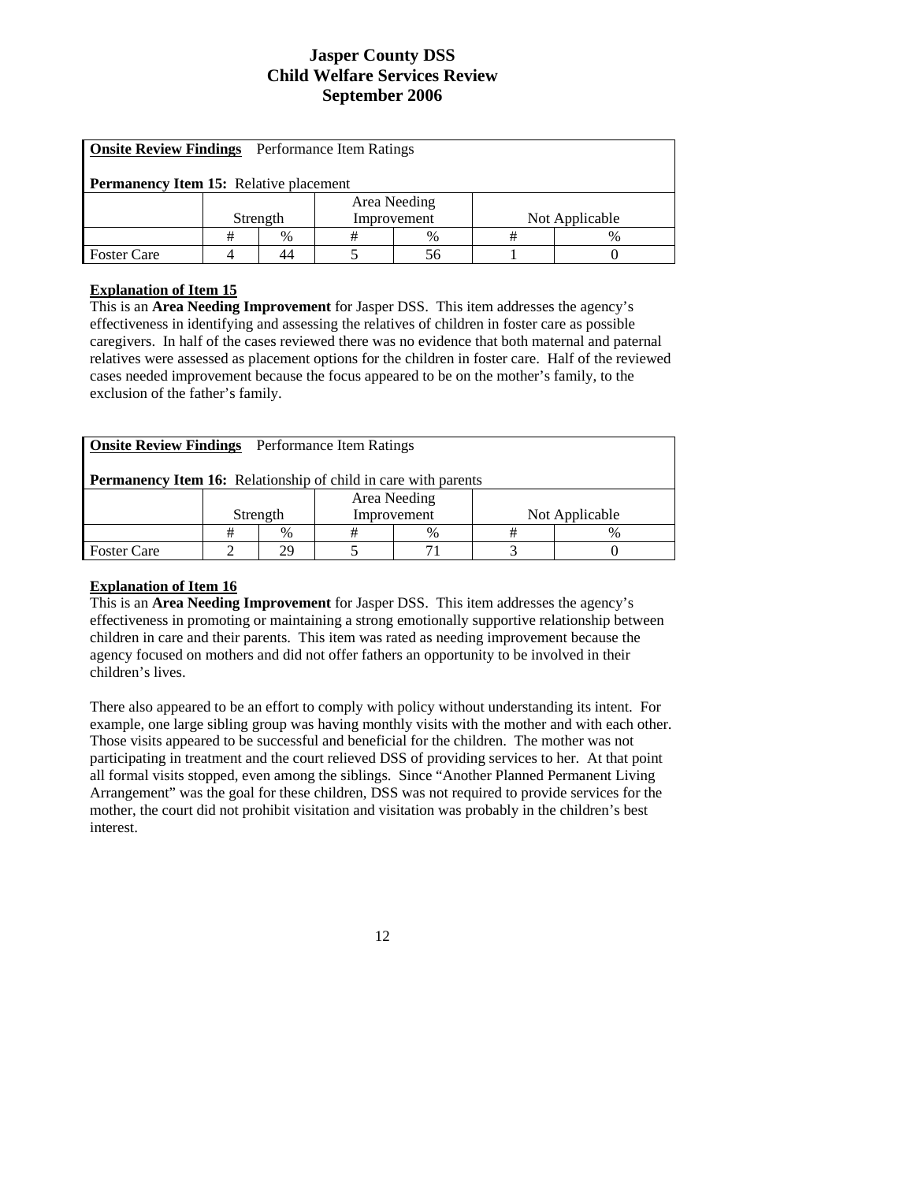# Jasper County DSS
# Child Welfare Services Review
# September 2006

**Onsite Review Findings** Performance Item Ratings

**Permanency Item 15:** Relative placement

| | Strength | | Area Needing Improvement | | Not Applicable | |
|---|---|---|---|---|---|---|
| | # | % | # | % | # | % |
| Foster Care | 4 | 44 | 5 | 56 | 1 | 0 |

**Explanation of Item 15**

This is an **Area Needing Improvement** for Jasper DSS. This item addresses the agency's effectiveness in identifying and assessing the relatives of children in foster care as possible caregivers. In half of the cases reviewed there was no evidence that both maternal and paternal relatives were assessed as placement options for the children in foster care. Half of the reviewed cases needed improvement because the focus appeared to be on the mother's family, to the exclusion of the father's family.

**Onsite Review Findings** Performance Item Ratings

**Permanency Item 16:** Relationship of child in care with parents

| | Strength | | Area Needing Improvement | | Not Applicable | |
|---|---|---|---|---|---|---|
| | # | % | # | % | # | % |
| Foster Care | 2 | 29 | 5 | 71 | 3 | 0 |

**Explanation of Item 16**

This is an **Area Needing Improvement** for Jasper DSS. This item addresses the agency's effectiveness in promoting or maintaining a strong emotionally supportive relationship between children in care and their parents. This item was rated as needing improvement because the agency focused on mothers and did not offer fathers an opportunity to be involved in their children's lives.

There also appeared to be an effort to comply with policy without understanding its intent. For example, one large sibling group was having monthly visits with the mother and with each other. Those visits appeared to be successful and beneficial for the children. The mother was not participating in treatment and the court relieved DSS of providing services to her. At that point all formal visits stopped, even among the siblings. Since "Another Planned Permanent Living Arrangement" was the goal for these children, DSS was not required to provide services for the mother, the court did not prohibit visitation and visitation was probably in the children's best interest.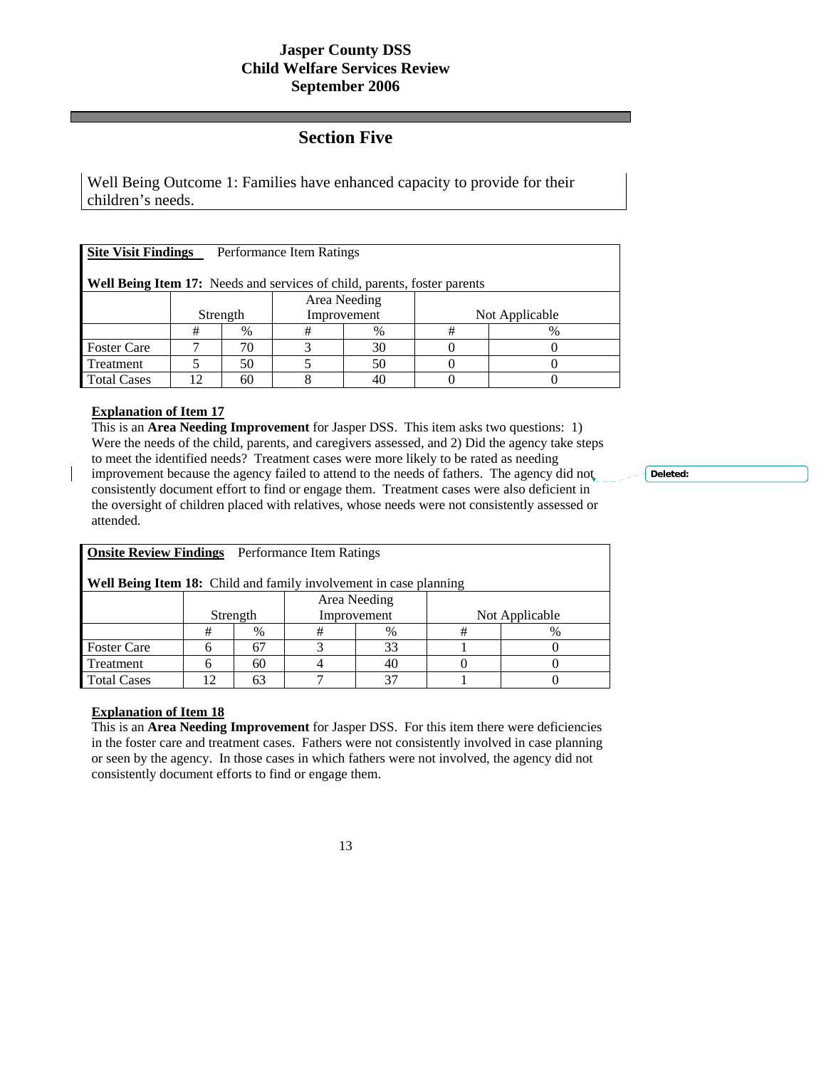**Jasper County DSS**
**Child Welfare Services Review**
**September 2006**

## Section Five

Well Being Outcome 1: Families have enhanced capacity to provide for their children's needs.

**Site Visit Findings** Performance Item Ratings

**Well Being Item 17:** Needs and services of child, parents, foster parents

| | Strength | | Area Needing Improvement | | Not Applicable | |
|---|---|---|---|---|---|---|
| | # | % | # | % | # | % |
| Foster Care | 7 | 70 | 3 | 30 | 0 | 0 |
| Treatment | 5 | 50 | 5 | 50 | 0 | 0 |
| Total Cases | 12 | 60 | 8 | 40 | 0 | 0 |

**Explanation of Item 17**

This is an **Area Needing Improvement** for Jasper DSS. This item asks two questions: 1) Were the needs of the child, parents, and caregivers assessed, and 2) Did the agency take steps to meet the identified needs? Treatment cases were more likely to be rated as needing improvement because the agency failed to attend to the needs of fathers. The agency did not consistently document effort to find or engage them. Treatment cases were also deficient in the oversight of children placed with relatives, whose needs were not consistently assessed or attended.

**Onsite Review Findings** Performance Item Ratings

**Well Being Item 18:** Child and family involvement in case planning

| | Strength | | Area Needing Improvement | | Not Applicable | |
|---|---|---|---|---|---|---|
| | # | % | # | % | # | % |
| Foster Care | 6 | 67 | 3 | 33 | 1 | 0 |
| Treatment | 6 | 60 | 4 | 40 | 0 | 0 |
| Total Cases | 12 | 63 | 7 | 37 | 1 | 0 |

**Explanation of Item 18**

This is an **Area Needing Improvement** for Jasper DSS. For this item there were deficiencies in the foster care and treatment cases. Fathers were not consistently involved in case planning or seen by the agency. In those cases in which fathers were not involved, the agency did not consistently document efforts to find or engage them.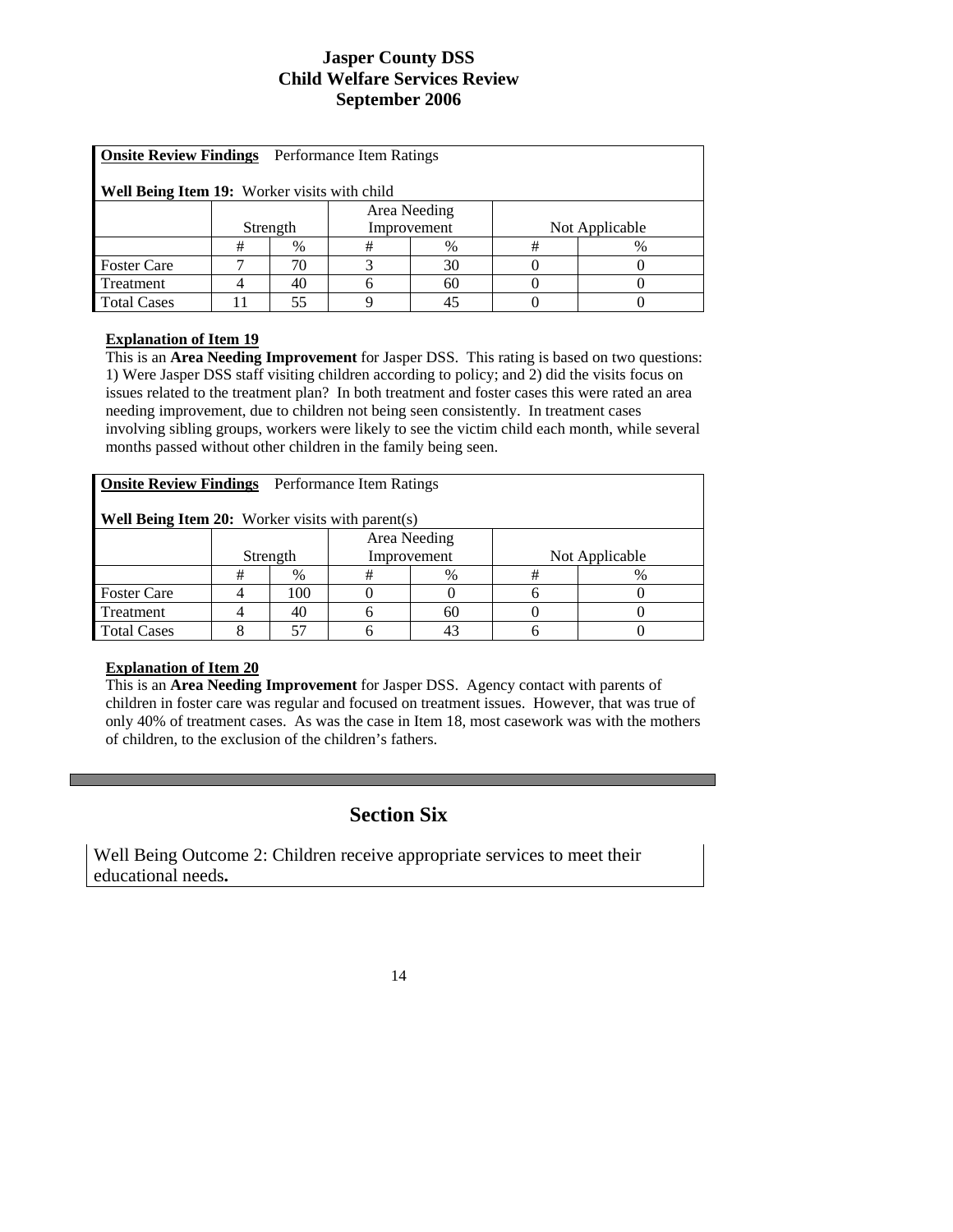# Jasper County DSS
# Child Welfare Services Review
# September 2006

**Onsite Review Findings** Performance Item Ratings

**Well Being Item 19:** Worker visits with child

| | Strength | | Area Needing Improvement | | Not Applicable | |
|---|---|---|---|---|---|---|
| | # | % | # | % | # | % |
| Foster Care | 7 | 70 | 3 | 30 | 0 | 0 |
| Treatment | 4 | 40 | 6 | 60 | 0 | 0 |
| Total Cases | 11 | 55 | 9 | 45 | 0 | 0 |

**Explanation of Item 19**

This is an **Area Needing Improvement** for Jasper DSS. This rating is based on two questions: 1) Were Jasper DSS staff visiting children according to policy; and 2) did the visits focus on issues related to the treatment plan? In both treatment and foster cases this were rated an area needing improvement, due to children not being seen consistently. In treatment cases involving sibling groups, workers were likely to see the victim child each month, while several months passed without other children in the family being seen.

**Onsite Review Findings** Performance Item Ratings

**Well Being Item 20:** Worker visits with parent(s)

| | Strength | | Area Needing Improvement | | Not Applicable | |
|---|---|---|---|---|---|---|
| | # | % | # | % | # | % |
| Foster Care | 4 | 100 | 0 | 0 | 6 | 0 |
| Treatment | 4 | 40 | 6 | 60 | 0 | 0 |
| Total Cases | 8 | 57 | 6 | 43 | 6 | 0 |

**Explanation of Item 20**

This is an **Area Needing Improvement** for Jasper DSS. Agency contact with parents of children in foster care was regular and focused on treatment issues. However, that was true of only 40% of treatment cases. As was the case in Item 18, most casework was with the mothers of children, to the exclusion of the children's fathers.

## Section Six

Well Being Outcome 2: Children receive appropriate services to meet their educational needs**.**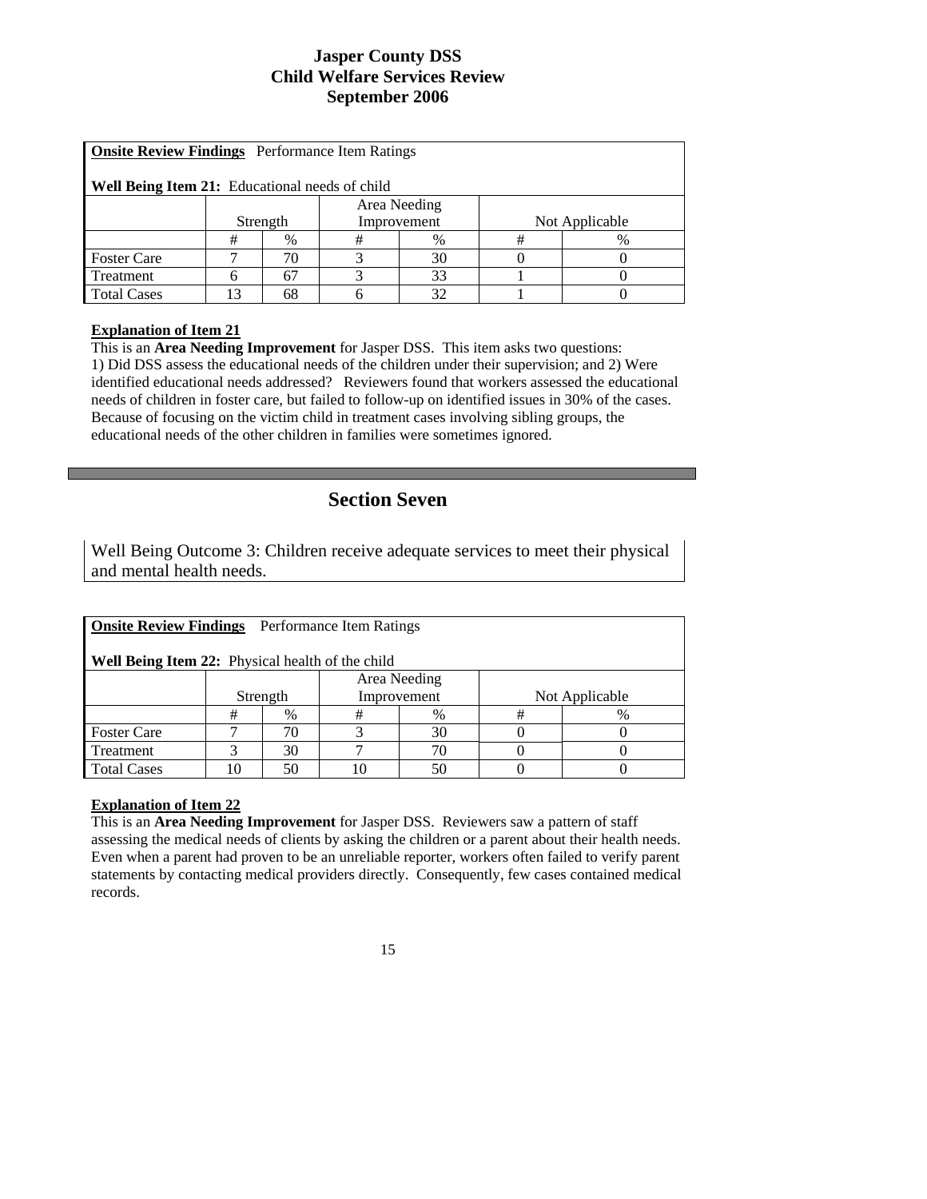# Jasper County DSS
# Child Welfare Services Review
# September 2006

**Onsite Review Findings** Performance Item Ratings

**Well Being Item 21:** Educational needs of child

| | Strength | | Area Needing Improvement | | Not Applicable | |
|---|---|---|---|---|---|---|
| | # | % | # | % | # | % |
| Foster Care | 7 | 70 | 3 | 30 | 0 | 0 |
| Treatment | 6 | 67 | 3 | 33 | 1 | 0 |
| Total Cases | 13 | 68 | 6 | 32 | 1 | 0 |

**Explanation of Item 21**

This is an **Area Needing Improvement** for Jasper DSS. This item asks two questions: 1) Did DSS assess the educational needs of the children under their supervision; and 2) Were identified educational needs addressed? Reviewers found that workers assessed the educational needs of children in foster care, but failed to follow-up on identified issues in 30% of the cases. Because of focusing on the victim child in treatment cases involving sibling groups, the educational needs of the other children in families were sometimes ignored.

## Section Seven

Well Being Outcome 3: Children receive adequate services to meet their physical and mental health needs.

**Onsite Review Findings** Performance Item Ratings

**Well Being Item 22:** Physical health of the child

| | Strength | | Area Needing Improvement | | Not Applicable | |
|---|---|---|---|---|---|---|
| | # | % | # | % | # | % |
| Foster Care | 7 | 70 | 3 | 30 | 0 | 0 |
| Treatment | 3 | 30 | 7 | 70 | 0 | 0 |
| Total Cases | 10 | 50 | 10 | 50 | 0 | 0 |

**Explanation of Item 22**

This is an **Area Needing Improvement** for Jasper DSS. Reviewers saw a pattern of staff assessing the medical needs of clients by asking the children or a parent about their health needs. Even when a parent had proven to be an unreliable reporter, workers often failed to verify parent statements by contacting medical providers directly. Consequently, few cases contained medical records.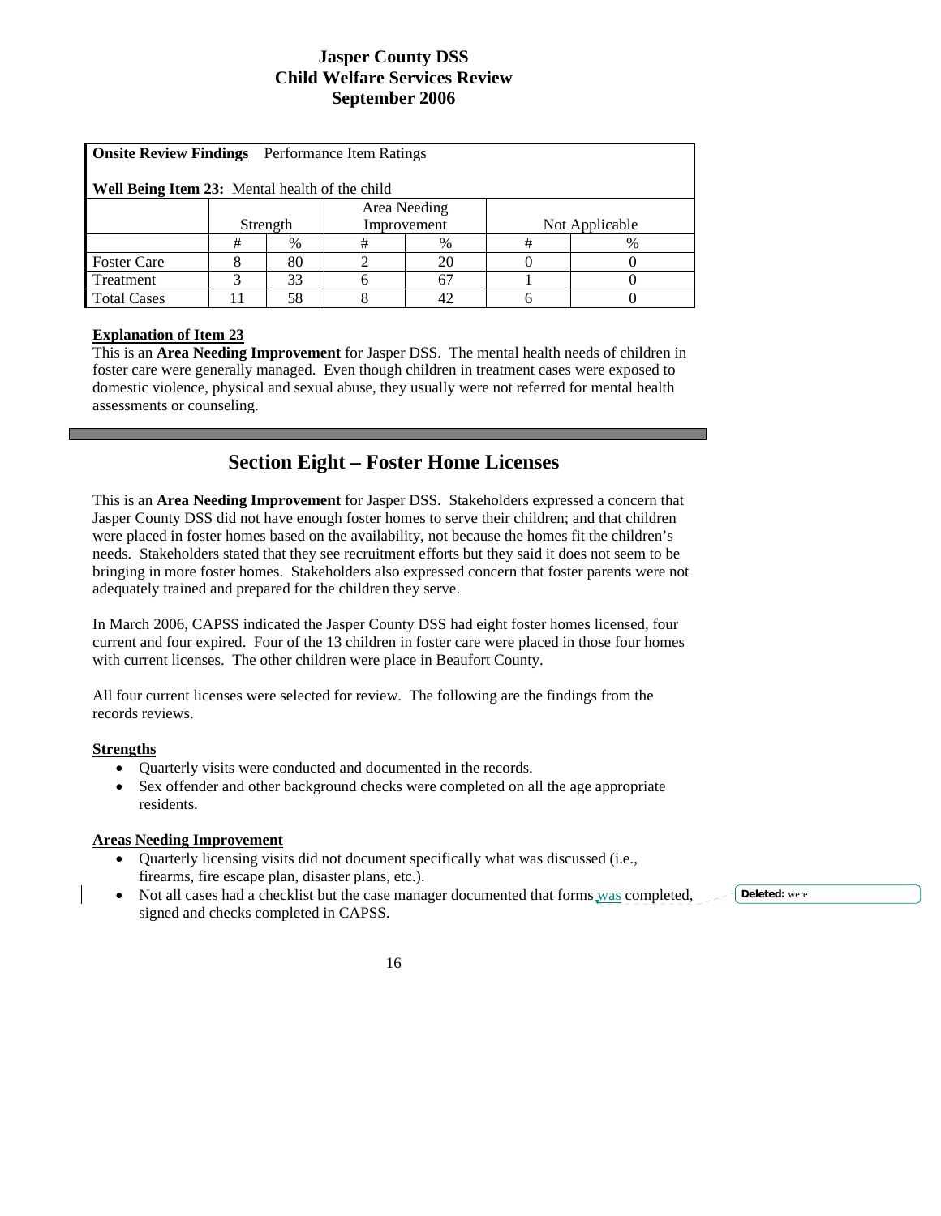**Onsite Review Findings** Performance Item Ratings

**Well Being Item 23:** Mental health of the child

| | Strength | | Area Needing Improvement | | Not Applicable | |
|---|---|---|---|---|---|---|
| | # | % | # | % | # | % |
| Foster Care | 8 | 80 | 2 | 20 | 0 | 0 |
| Treatment | 3 | 33 | 6 | 67 | 1 | 0 |
| Total Cases | 11 | 58 | 8 | 42 | 6 | 0 |

**Explanation of Item 23**

This is an **Area Needing Improvement** for Jasper DSS. The mental health needs of children in foster care were generally managed. Even though children in treatment cases were exposed to domestic violence, physical and sexual abuse, they usually were not referred for mental health assessments or counseling.

## Section Eight – Foster Home Licenses

This is an **Area Needing Improvement** for Jasper DSS. Stakeholders expressed a concern that Jasper County DSS did not have enough foster homes to serve their children; and that children were placed in foster homes based on the availability, not because the homes fit the children's needs. Stakeholders stated that they see recruitment efforts but they said it does not seem to be bringing in more foster homes. Stakeholders also expressed concern that foster parents were not adequately trained and prepared for the children they serve.

In March 2006, CAPSS indicated the Jasper County DSS had eight foster homes licensed, four current and four expired. Four of the 13 children in foster care were placed in those four homes with current licenses. The other children were place in Beaufort County.

All four current licenses were selected for review. The following are the findings from the records reviews.

**Strengths**

- Quarterly visits were conducted and documented in the records.
- Sex offender and other background checks were completed on all the age appropriate residents.

**Areas Needing Improvement**

- Quarterly licensing visits did not document specifically what was discussed (i.e., firearms, fire escape plan, disaster plans, etc.).
- Not all cases had a checklist but the case manager documented that forms was completed, signed and checks completed in CAPSS.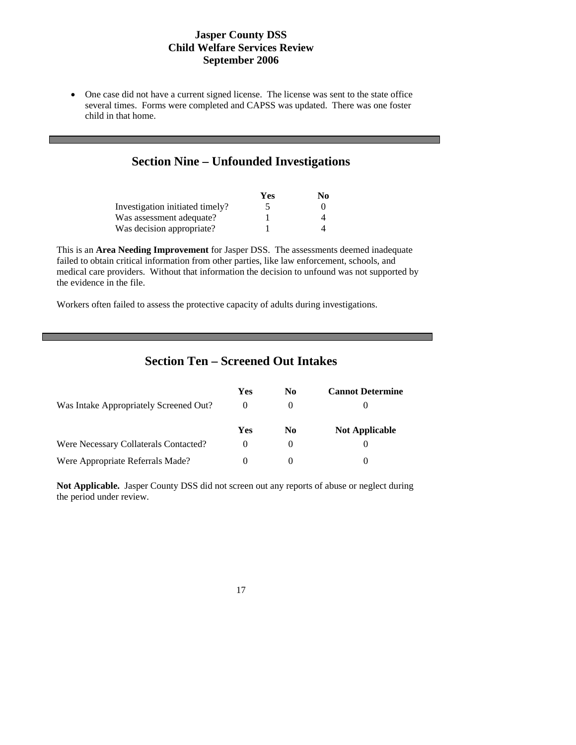- One case did not have a current signed license. The license was sent to the state office several times. Forms were completed and CAPSS was updated. There was one foster child in that home.

## Section Nine – Unfounded Investigations

| | Yes | No |
|---|---|---|
| Investigation initiated timely? | 5 | 0 |
| Was assessment adequate? | 1 | 4 |
| Was decision appropriate? | 1 | 4 |

This is an **Area Needing Improvement** for Jasper DSS. The assessments deemed inadequate failed to obtain critical information from other parties, like law enforcement, schools, and medical care providers. Without that information the decision to unfound was not supported by the evidence in the file.

Workers often failed to assess the protective capacity of adults during investigations.

## Section Ten – Screened Out Intakes

| | Yes | No | Cannot Determine |
|---|---|---|---|
| Was Intake Appropriately Screened Out? | 0 | 0 | 0 |

| | Yes | No | Not Applicable |
|---|---|---|---|
| Were Necessary Collaterals Contacted? | 0 | 0 | 0 |
| Were Appropriate Referrals Made? | 0 | 0 | 0 |

**Not Applicable.** Jasper County DSS did not screen out any reports of abuse or neglect during the period under review.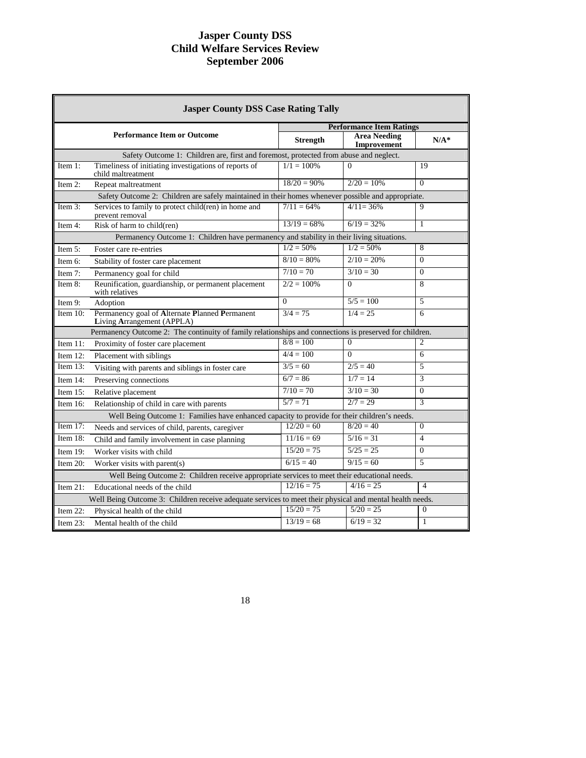# Jasper County DSS
# Child Welfare Services Review
# September 2006

| Jasper County DSS Case Rating Tally | | | | |
|---|---|---|---|---|
| **Performance Item or Outcome** | | **Performance Item Ratings** | | |
| | | **Strength** | **Area Needing Improvement** | **N/A*** |
| Safety Outcome 1: Children are, first and foremost, protected from abuse and neglect. | | | | |
| Item 1: | Timeliness of initiating investigations of reports of child maltreatment | 1/1 = 100% | 0 | 19 |
| Item 2: | Repeat maltreatment | 18/20 = 90% | 2/20 = 10% | 0 |
| Safety Outcome 2: Children are safely maintained in their homes whenever possible and appropriate. | | | | |
| Item 3: | Services to family to protect child(ren) in home and prevent removal | 7/11 = 64% | 4/11= 36% | 9 |
| Item 4: | Risk of harm to child(ren) | 13/19 = 68% | 6/19 = 32% | 1 |
| Permanency Outcome 1: Children have permanency and stability in their living situations. | | | | |
| Item 5: | Foster care re-entries | 1/2 = 50% | 1/2 = 50% | 8 |
| Item 6: | Stability of foster care placement | 8/10 = 80% | 2/10 = 20% | 0 |
| Item 7: | Permanency goal for child | 7/10 = 70 | 3/10 = 30 | 0 |
| Item 8: | Reunification, guardianship, or permanent placement with relatives | 2/2 = 100% | 0 | 8 |
| Item 9: | Adoption | 0 | 5/5 = 100 | 5 |
| Item 10: | Permanency goal of **A**lternate **P**lanned **P**ermanent **L**iving **A**rrangement (APPLA) | 3/4 = 75 | 1/4 = 25 | 6 |
| Permanency Outcome 2: The continuity of family relationships and connections is preserved for children. | | | | |
| Item 11: | Proximity of foster care placement | 8/8 = 100 | 0 | 2 |
| Item 12: | Placement with siblings | 4/4 = 100 | 0 | 6 |
| Item 13: | Visiting with parents and siblings in foster care | 3/5 = 60 | 2/5 = 40 | 5 |
| Item 14: | Preserving connections | 6/7 = 86 | 1/7 = 14 | 3 |
| Item 15: | Relative placement | 7/10 = 70 | 3/10 = 30 | 0 |
| Item 16: | Relationship of child in care with parents | 5/7 = 71 | 2/7 = 29 | 3 |
| Well Being Outcome 1: Families have enhanced capacity to provide for their children's needs. | | | | |
| Item 17: | Needs and services of child, parents, caregiver | 12/20 = 60 | 8/20 = 40 | 0 |
| Item 18: | Child and family involvement in case planning | 11/16 = 69 | 5/16 = 31 | 4 |
| Item 19: | Worker visits with child | 15/20 = 75 | 5/25 = 25 | 0 |
| Item 20: | Worker visits with parent(s) | 6/15 = 40 | 9/15 = 60 | 5 |
| Well Being Outcome 2: Children receive appropriate services to meet their educational needs. | | | | |
| Item 21: | Educational needs of the child | 12/16 = 75 | 4/16 = 25 | 4 |
| Well Being Outcome 3: Children receive adequate services to meet their physical and mental health needs. | | | | |
| Item 22: | Physical health of the child | 15/20 = 75 | 5/20 = 25 | 0 |
| Item 23: | Mental health of the child | 13/19 = 68 | 6/19 = 32 | 1 |